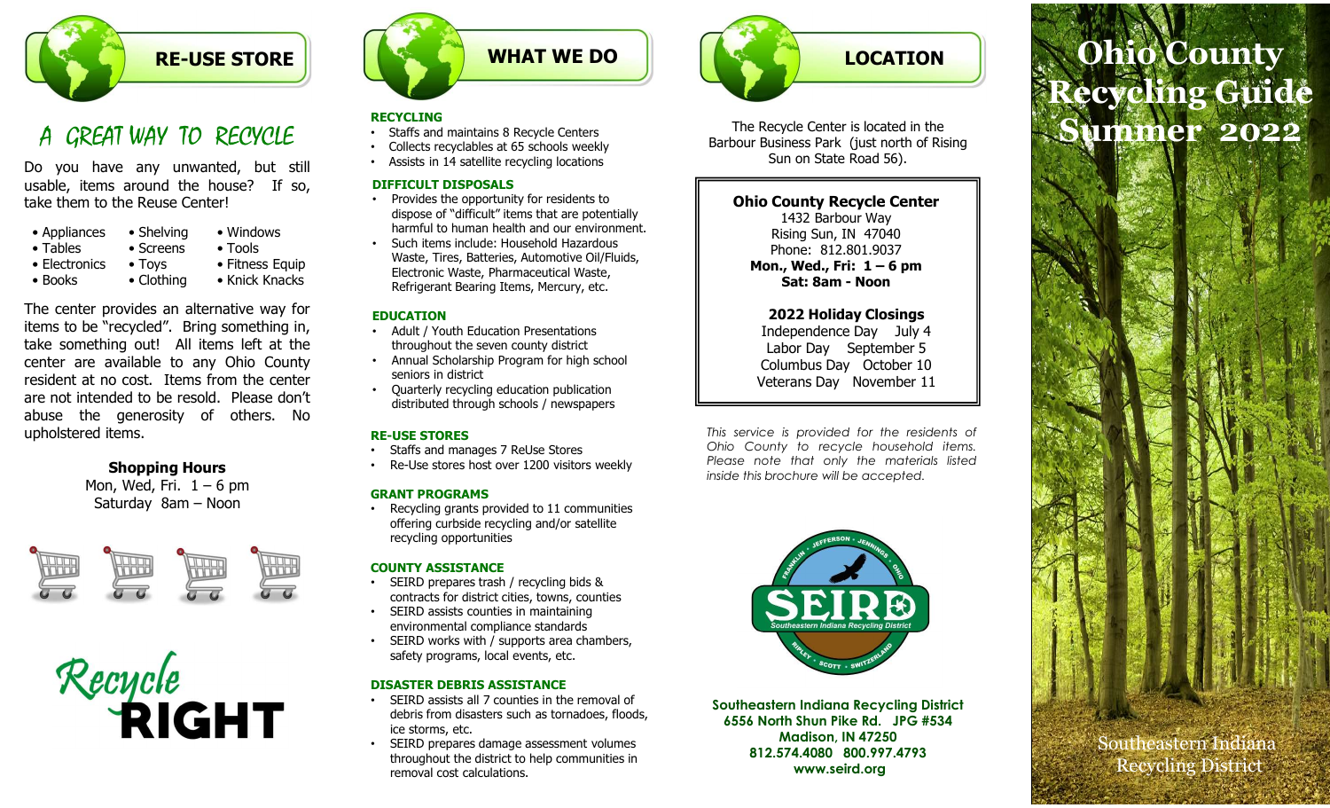## RE-USE STORE

### A GREAT WAY TO RECYCLE

Do you have any unwanted, but still usable, items around the house? If so, take them to the Reuse Center!

- Appliances
- Tables
- Electronics
- Books
- Shelving
- Screens
- Toys
- Clothing
- Windows
- Tools
- Fitness Equip
- Knick Knacks

The center provides an alternative way for items to be "recycled". Bring something in, take something out! All items left at the center are available to any Ohio County resident at no cost. Items from the center are not intended to be resold. Please don't abuse the generosity of others. No upholstered items.

**Shopping Hours**
Mon, Wed, Fri. 1 – 6 pm
Saturday 8am – Noon

Recycle **RIGHT**

## WHAT WE DO

**RECYCLING**
- Staffs and maintains 8 Recycle Centers
- Collects recyclables at 65 schools weekly
- Assists in 14 satellite recycling locations

**DIFFICULT DISPOSALS**
- Provides the opportunity for residents to dispose of "difficult" items that are potentially harmful to human health and our environment.
- Such items include: Household Hazardous Waste, Tires, Batteries, Automotive Oil/Fluids, Electronic Waste, Pharmaceutical Waste, Refrigerant Bearing Items, Mercury, etc.

**EDUCATION**
- Adult / Youth Education Presentations throughout the seven county district
- Annual Scholarship Program for high school seniors in district
- Quarterly recycling education publication distributed through schools / newspapers

**RE-USE STORES**
- Staffs and manages 7 ReUse Stores
- Re-Use stores host over 1200 visitors weekly

**GRANT PROGRAMS**
- Recycling grants provided to 11 communities offering curbside recycling and/or satellite recycling opportunities

**COUNTY ASSISTANCE**
- SEIRD prepares trash / recycling bids & contracts for district cities, towns, counties
- SEIRD assists counties in maintaining environmental compliance standards
- SEIRD works with / supports area chambers, safety programs, local events, etc.

**DISASTER DEBRIS ASSISTANCE**
- SEIRD assists all 7 counties in the removal of debris from disasters such as tornadoes, floods, ice storms, etc.
- SEIRD prepares damage assessment volumes throughout the district to help communities in removal cost calculations.

## LOCATION

The Recycle Center is located in the Barbour Business Park (just north of Rising Sun on State Road 56).

**Ohio County Recycle Center**
1432 Barbour Way
Rising Sun, IN 47040
Phone: 812.801.9037
**Mon., Wed., Fri: 1 – 6 pm**
**Sat: 8am - Noon**

**2022 Holiday Closings**

| | |
|---|---|
| Independence Day | July 4 |
| Labor Day | September 5 |
| Columbus Day | October 10 |
| Veterans Day | November 11 |

*This service is provided for the residents of Ohio County to recycle household items. Please note that only the materials listed inside this brochure will be accepted.*

FRANKLIN • JEFFERSON • JENNINGS • OHIO
SEIRD
Southeastern Indiana Recycling District
RIPLEY • SCOTT • SWITZERLAND

**Southeastern Indiana Recycling District**
**6556 North Shun Pike Rd. JPG #534**
**Madison, IN 47250**
**812.574.4080 800.997.4793**
**www.seird.org**

# Ohio County Recycling Guide Summer 2022

Southeastern Indiana Recycling District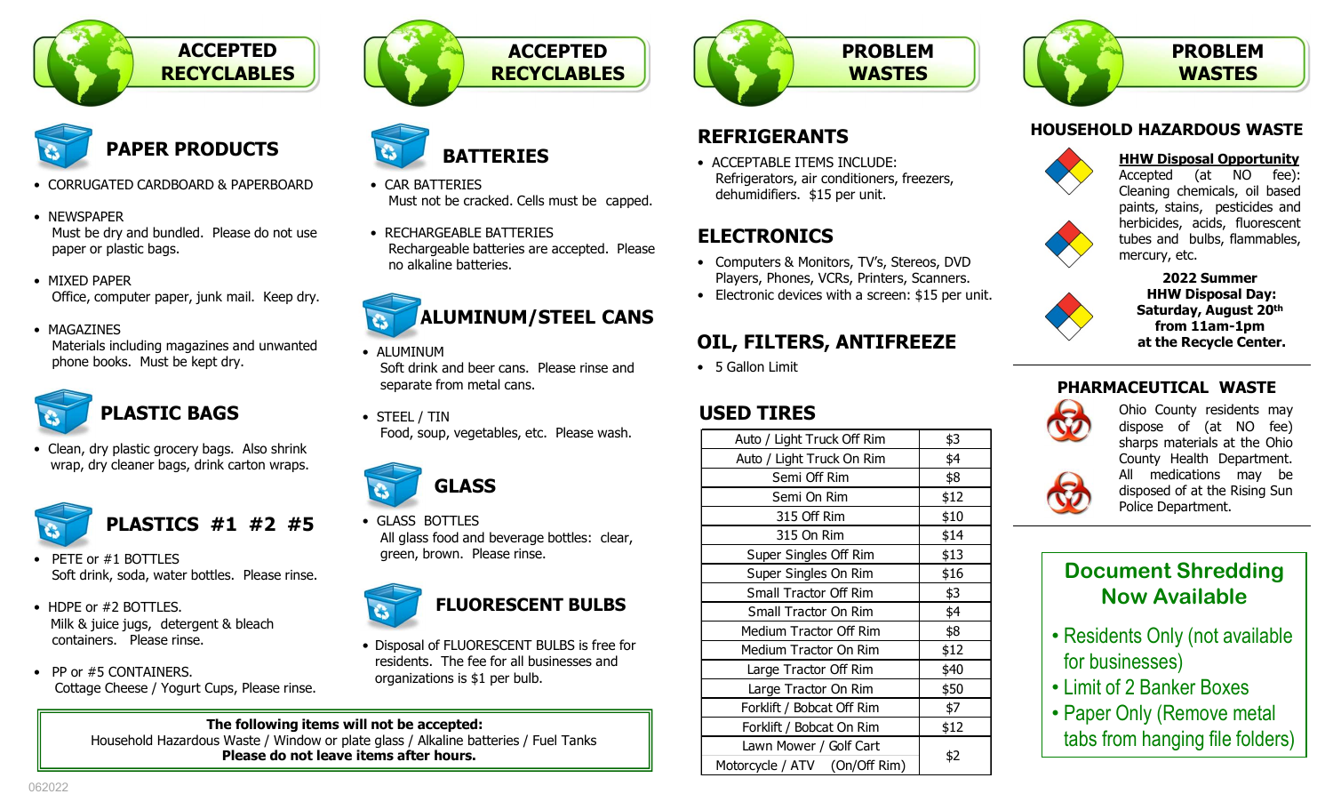# ACCEPTED RECYCLABLES

## PAPER PRODUCTS

- CORRUGATED CARDBOARD & PAPERBOARD
- NEWSPAPER
  Must be dry and bundled. Please do not use paper or plastic bags.
- MIXED PAPER
  Office, computer paper, junk mail. Keep dry.
- MAGAZINES
  Materials including magazines and unwanted phone books. Must be kept dry.

## PLASTIC BAGS

- Clean, dry plastic grocery bags. Also shrink wrap, dry cleaner bags, drink carton wraps.

## PLASTICS #1 #2 #5

- PETE or #1 BOTTLES
  Soft drink, soda, water bottles. Please rinse.
- HDPE or #2 BOTTLES.
  Milk & juice jugs, detergent & bleach containers. Please rinse.
- PP or #5 CONTAINERS.
  Cottage Cheese / Yogurt Cups, Please rinse.

# ACCEPTED RECYCLABLES

## BATTERIES

- CAR BATTERIES
  Must not be cracked. Cells must be capped.
- RECHARGEABLE BATTERIES
  Rechargeable batteries are accepted. Please no alkaline batteries.

## ALUMINUM/STEEL CANS

- ALUMINUM
  Soft drink and beer cans. Please rinse and separate from metal cans.
- STEEL / TIN
  Food, soup, vegetables, etc. Please wash.

## GLASS

- GLASS BOTTLES
  All glass food and beverage bottles: clear, green, brown. Please rinse.

## FLUORESCENT BULBS

- Disposal of FLUORESCENT BULBS is free for residents. The fee for all businesses and organizations is $1 per bulb.

**The following items will not be accepted:**
Household Hazardous Waste / Window or plate glass / Alkaline batteries / Fuel Tanks
**Please do not leave items after hours.**

# PROBLEM WASTES

## REFRIGERANTS

- ACCEPTABLE ITEMS INCLUDE:
  Refrigerators, air conditioners, freezers, dehumidifiers. $15 per unit.

## ELECTRONICS

- Computers & Monitors, TV's, Stereos, DVD Players, Phones, VCRs, Printers, Scanners.
- Electronic devices with a screen: $15 per unit.

## OIL, FILTERS, ANTIFREEZE

- 5 Gallon Limit

## USED TIRES

| | |
|---|---|
| Auto / Light Truck Off Rim | $3 |
| Auto / Light Truck On Rim | $4 |
| Semi Off Rim | $8 |
| Semi On Rim | $12 |
| 315 Off Rim | $10 |
| 315 On Rim | $14 |
| Super Singles Off Rim | $13 |
| Super Singles On Rim | $16 |
| Small Tractor Off Rim | $3 |
| Small Tractor On Rim | $4 |
| Medium Tractor Off Rim | $8 |
| Medium Tractor On Rim | $12 |
| Large Tractor Off Rim | $40 |
| Large Tractor On Rim | $50 |
| Forklift / Bobcat Off Rim | $7 |
| Forklift / Bobcat On Rim | $12 |
| Lawn Mower / Golf Cart | $2 |
| Motorcycle / ATV (On/Off Rim) | $2 |

# PROBLEM WASTES

## HOUSEHOLD HAZARDOUS WASTE

**HHW Disposal Opportunity**
Accepted (at NO fee): Cleaning chemicals, oil based paints, stains, pesticides and herbicides, acids, fluorescent tubes and bulbs, flammables, mercury, etc.

**2022 Summer HHW Disposal Day: Saturday, August 20th from 11am-1pm at the Recycle Center.**

## PHARMACEUTICAL WASTE

Ohio County residents may dispose of (at NO fee) sharps materials at the Ohio County Health Department. All medications may be disposed of at the Rising Sun Police Department.

## Document Shredding Now Available

- Residents Only (not available for businesses)
- Limit of 2 Banker Boxes
- Paper Only (Remove metal tabs from hanging file folders)

062022